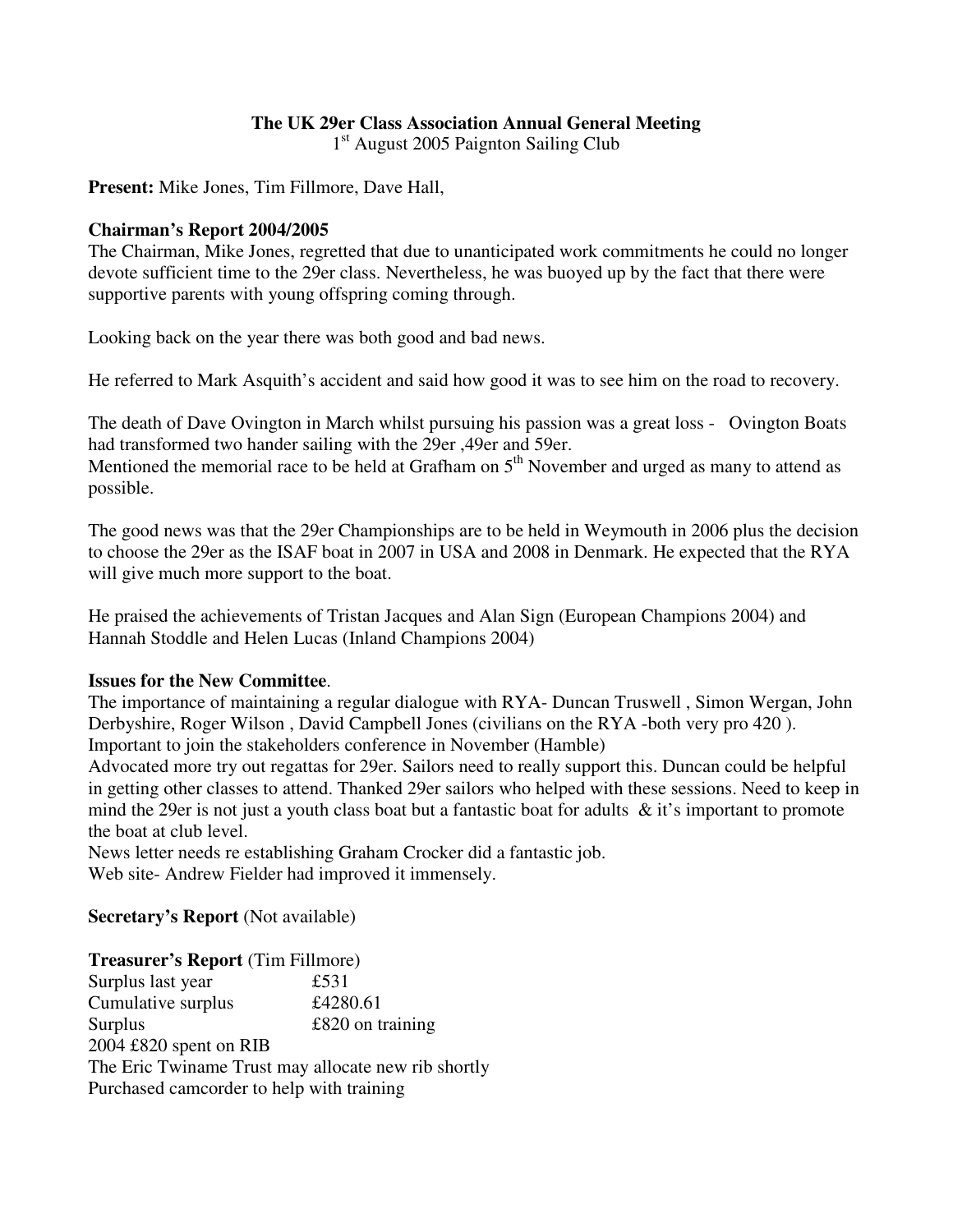**The UK 29er Class Association Annual General Meeting**
1st August 2005 Paignton Sailing Club

**Present:** Mike Jones, Tim Fillmore, Dave Hall,

**Chairman's Report 2004/2005**
The Chairman, Mike Jones, regretted that due to unanticipated work commitments he could no longer devote sufficient time to the 29er class. Nevertheless, he was buoyed up by the fact that there were supportive parents with young offspring coming through.

Looking back on the year there was both good and bad news.

He referred to Mark Asquith's accident and said how good it was to see him on the road to recovery.

The death of Dave Ovington in March whilst pursuing his passion was a great loss - Ovington Boats had transformed two hander sailing with the 29er ,49er and 59er.
Mentioned the memorial race to be held at Grafham on 5th November and urged as many to attend as possible.

The good news was that the 29er Championships are to be held in Weymouth in 2006 plus the decision to choose the 29er as the ISAF boat in 2007 in USA and 2008 in Denmark. He expected that the RYA will give much more support to the boat.

He praised the achievements of Tristan Jacques and Alan Sign (European Champions 2004) and Hannah Stoddle and Helen Lucas (Inland Champions 2004)

**Issues for the New Committee**.
The importance of maintaining a regular dialogue with RYA- Duncan Truswell , Simon Wergan, John Derbyshire, Roger Wilson , David Campbell Jones (civilians on the RYA -both very pro 420 ).
Important to join the stakeholders conference in November (Hamble)
Advocated more try out regattas for 29er. Sailors need to really support this. Duncan could be helpful in getting other classes to attend. Thanked 29er sailors who helped with these sessions. Need to keep in mind the 29er is not just a youth class boat but a fantastic boat for adults & it's important to promote the boat at club level.
News letter needs re establishing Graham Crocker did a fantastic job.
Web site- Andrew Fielder had improved it immensely.

**Secretary's Report** (Not available)

**Treasurer's Report** (Tim Fillmore)
Surplus last year £531
Cumulative surplus £4280.61
Surplus £820 on training
2004 £820 spent on RIB
The Eric Twiname Trust may allocate new rib shortly
Purchased camcorder to help with training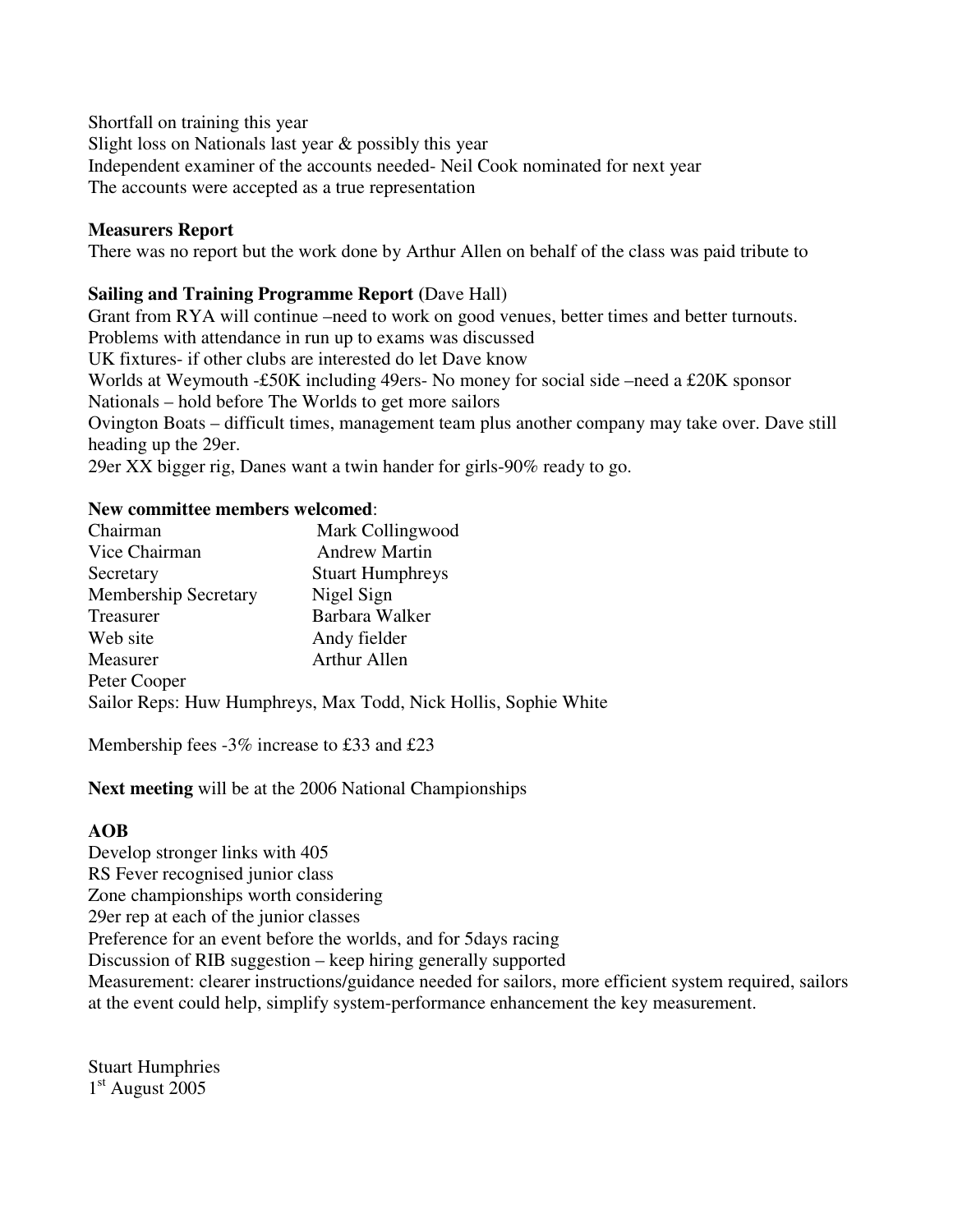Shortfall on training this year
Slight loss on Nationals last year & possibly this year
Independent examiner of the accounts needed- Neil Cook nominated for next year
The accounts were accepted as a true representation

**Measurers Report**
There was no report but the work done by Arthur Allen on behalf of the class was paid tribute to

**Sailing and Training Programme Report (**Dave Hall)
Grant from RYA will continue –need to work on good venues, better times and better turnouts.
Problems with attendance in run up to exams was discussed
UK fixtures- if other clubs are interested do let Dave know
Worlds at Weymouth -£50K including 49ers- No money for social side –need a £20K sponsor
Nationals – hold before The Worlds to get more sailors
Ovington Boats – difficult times, management team plus another company may take over. Dave still heading up the 29er.
29er XX bigger rig, Danes want a twin hander for girls-90% ready to go.

**New committee members welcomed**:

| | |
|---|---|
| Chairman | Mark Collingwood |
| Vice Chairman | Andrew Martin |
| Secretary | Stuart Humphreys |
| Membership Secretary | Nigel Sign |
| Treasurer | Barbara Walker |
| Web site | Andy fielder |
| Measurer | Arthur Allen |
| Peter Cooper | |

Sailor Reps: Huw Humphreys, Max Todd, Nick Hollis, Sophie White

Membership fees -3% increase to £33 and £23

**Next meeting** will be at the 2006 National Championships

**AOB**
Develop stronger links with 405
RS Fever recognised junior class
Zone championships worth considering
29er rep at each of the junior classes
Preference for an event before the worlds, and for 5days racing
Discussion of RIB suggestion – keep hiring generally supported
Measurement: clearer instructions/guidance needed for sailors, more efficient system required, sailors at the event could help, simplify system-performance enhancement the key measurement.

Stuart Humphries
1st August 2005